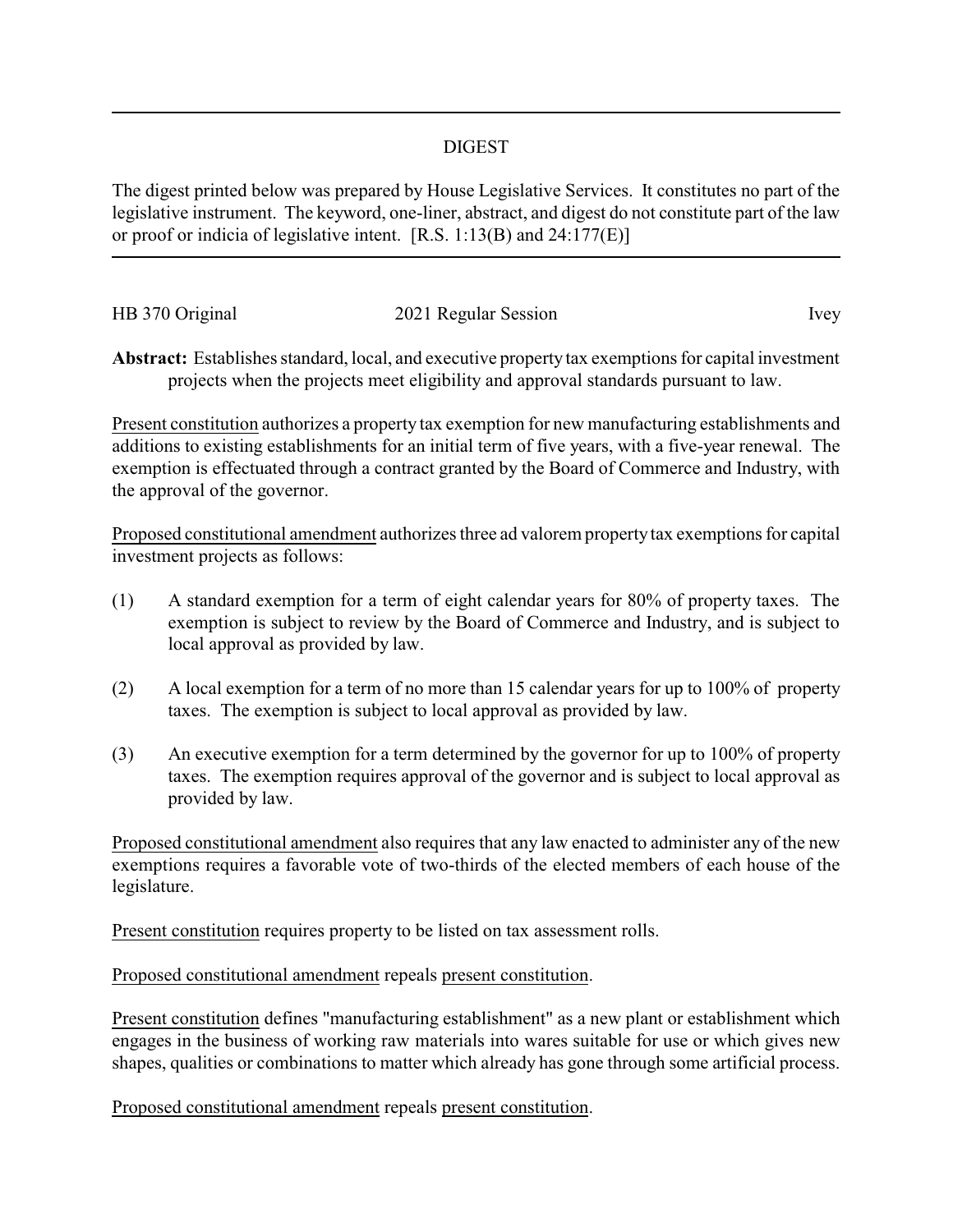## DIGEST

The digest printed below was prepared by House Legislative Services. It constitutes no part of the legislative instrument. The keyword, one-liner, abstract, and digest do not constitute part of the law or proof or indicia of legislative intent. [R.S. 1:13(B) and 24:177(E)]

HB 370 Original　　　　　　　　2021 Regular Session　　　　　　　　Ivey

**Abstract:** Establishes standard, local, and executive property tax exemptions for capital investment projects when the projects meet eligibility and approval standards pursuant to law.

Present constitution authorizes a property tax exemption for new manufacturing establishments and additions to existing establishments for an initial term of five years, with a five-year renewal. The exemption is effectuated through a contract granted by the Board of Commerce and Industry, with the approval of the governor.

Proposed constitutional amendment authorizes three ad valorem property tax exemptions for capital investment projects as follows:

(1) A standard exemption for a term of eight calendar years for 80% of property taxes. The exemption is subject to review by the Board of Commerce and Industry, and is subject to local approval as provided by law.

(2) A local exemption for a term of no more than 15 calendar years for up to 100% of property taxes. The exemption is subject to local approval as provided by law.

(3) An executive exemption for a term determined by the governor for up to 100% of property taxes. The exemption requires approval of the governor and is subject to local approval as provided by law.

Proposed constitutional amendment also requires that any law enacted to administer any of the new exemptions requires a favorable vote of two-thirds of the elected members of each house of the legislature.

Present constitution requires property to be listed on tax assessment rolls.

Proposed constitutional amendment repeals present constitution.

Present constitution defines "manufacturing establishment" as a new plant or establishment which engages in the business of working raw materials into wares suitable for use or which gives new shapes, qualities or combinations to matter which already has gone through some artificial process.

Proposed constitutional amendment repeals present constitution.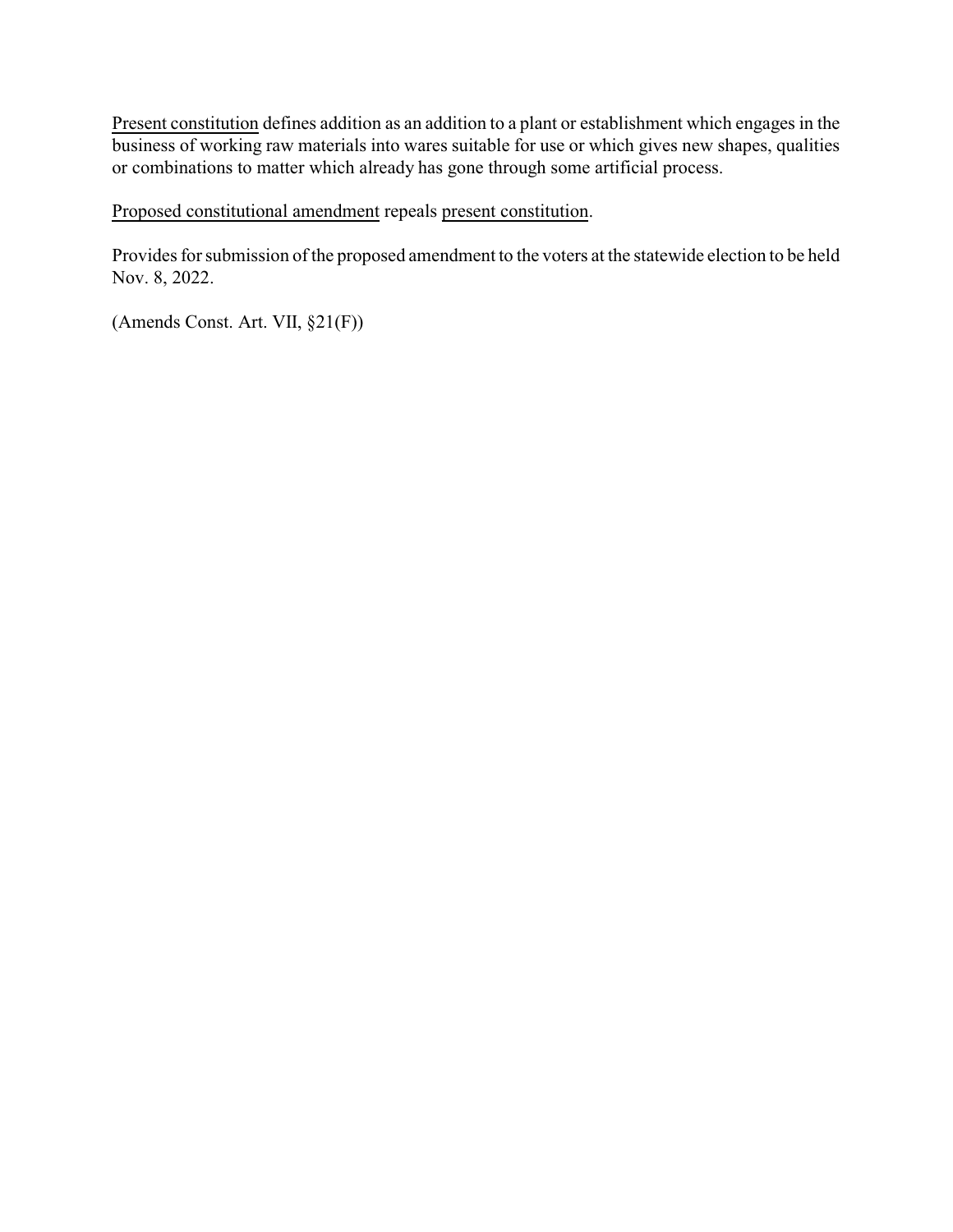Present constitution defines addition as an addition to a plant or establishment which engages in the business of working raw materials into wares suitable for use or which gives new shapes, qualities or combinations to matter which already has gone through some artificial process.

Proposed constitutional amendment repeals present constitution.

Provides for submission of the proposed amendment to the voters at the statewide election to be held Nov. 8, 2022.

(Amends Const. Art. VII, §21(F))